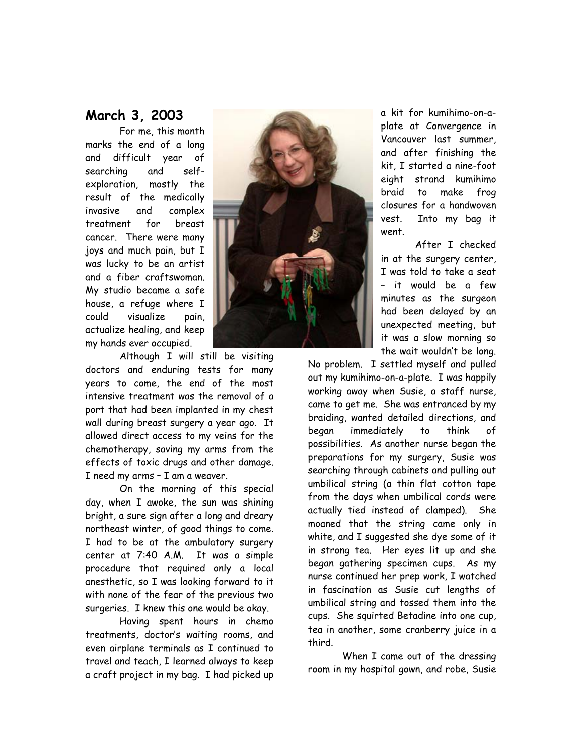## March 3, 2003

For me, this month marks the end of a long and difficult year of searching and self-exploration, mostly the result of the medically invasive and complex treatment for breast cancer. There were many joys and much pain, but I was lucky to be an artist and a fiber craftswoman. My studio became a safe house, a refuge where I could visualize pain, actualize healing, and keep my hands ever occupied.

Although I will still be visiting doctors and enduring tests for many years to come, the end of the most intensive treatment was the removal of a port that had been implanted in my chest wall during breast surgery a year ago. It allowed direct access to my veins for the chemotherapy, saving my arms from the effects of toxic drugs and other damage. I need my arms – I am a weaver.

On the morning of this special day, when I awoke, the sun was shining bright, a sure sign after a long and dreary northeast winter, of good things to come. I had to be at the ambulatory surgery center at 7:40 A.M. It was a simple procedure that required only a local anesthetic, so I was looking forward to it with none of the fear of the previous two surgeries. I knew this one would be okay.

Having spent hours in chemo treatments, doctor's waiting rooms, and even airplane terminals as I continued to travel and teach, I learned always to keep a craft project in my bag. I had picked up a kit for kumihimo-on-a-plate at Convergence in Vancouver last summer, and after finishing the kit, I started a nine-foot eight strand kumihimo braid to make frog closures for a handwoven vest. Into my bag it went.

After I checked in at the surgery center, I was told to take a seat – it would be a few minutes as the surgeon had been delayed by an unexpected meeting, but it was a slow morning so the wait wouldn't be long. No problem. I settled myself and pulled out my kumihimo-on-a-plate. I was happily working away when Susie, a staff nurse, came to get me. She was entranced by my braiding, wanted detailed directions, and began immediately to think of possibilities. As another nurse began the preparations for my surgery, Susie was searching through cabinets and pulling out umbilical string (a thin flat cotton tape from the days when umbilical cords were actually tied instead of clamped). She moaned that the string came only in white, and I suggested she dye some of it in strong tea. Her eyes lit up and she began gathering specimen cups. As my nurse continued her prep work, I watched in fascination as Susie cut lengths of umbilical string and tossed them into the cups. She squirted Betadine into one cup, tea in another, some cranberry juice in a third.

When I came out of the dressing room in my hospital gown, and robe, Susie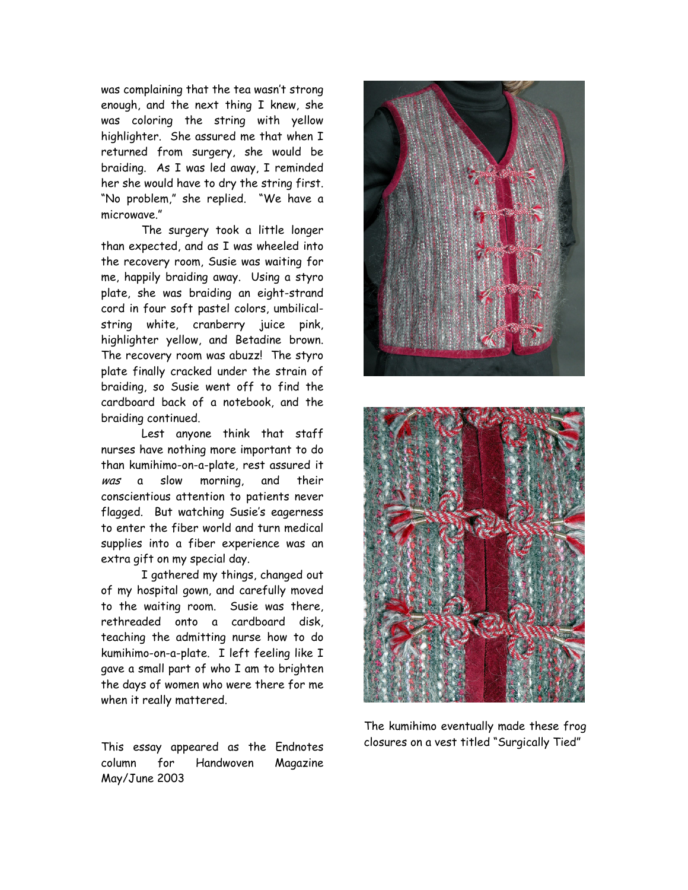was complaining that the tea wasn't strong enough, and the next thing I knew, she was coloring the string with yellow highlighter. She assured me that when I returned from surgery, she would be braiding. As I was led away, I reminded her she would have to dry the string first. "No problem," she replied. "We have a microwave."

The surgery took a little longer than expected, and as I was wheeled into the recovery room, Susie was waiting for me, happily braiding away. Using a styro plate, she was braiding an eight-strand cord in four soft pastel colors, umbilical-string white, cranberry juice pink, highlighter yellow, and Betadine brown. The recovery room was abuzz! The styro plate finally cracked under the strain of braiding, so Susie went off to find the cardboard back of a notebook, and the braiding continued.

Lest anyone think that staff nurses have nothing more important to do than kumihimo-on-a-plate, rest assured it *was* a slow morning, and their conscientious attention to patients never flagged. But watching Susie's eagerness to enter the fiber world and turn medical supplies into a fiber experience was an extra gift on my special day.

I gathered my things, changed out of my hospital gown, and carefully moved to the waiting room. Susie was there, rethreaded onto a cardboard disk, teaching the admitting nurse how to do kumihimo-on-a-plate. I left feeling like I gave a small part of who I am to brighten the days of women who were there for me when it really mattered.

This essay appeared as the Endnotes column for Handwoven Magazine May/June 2003

The kumihimo eventually made these frog closures on a vest titled "Surgically Tied"